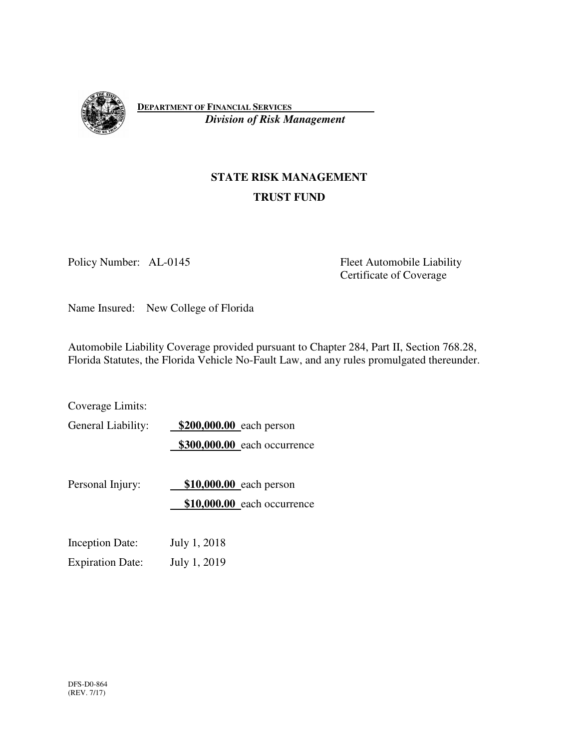**DEPARTMENT OF FINANCIAL SERVICES**
*Division of Risk Management*

## STATE RISK MANAGEMENT
## TRUST FUND

Policy Number: AL-0145

Fleet Automobile Liability
Certificate of Coverage

Name Insured: New College of Florida

Automobile Liability Coverage provided pursuant to Chapter 284, Part II, Section 768.28, Florida Statutes, the Florida Vehicle No-Fault Law, and any rules promulgated thereunder.

Coverage Limits:

General Liability: **$200,000.00** each person
**$300,000.00** each occurrence

Personal Injury: **$10,000.00** each person
**$10,000.00** each occurrence

Inception Date: July 1, 2018
Expiration Date: July 1, 2019

DFS-D0-864
(REV. 7/17)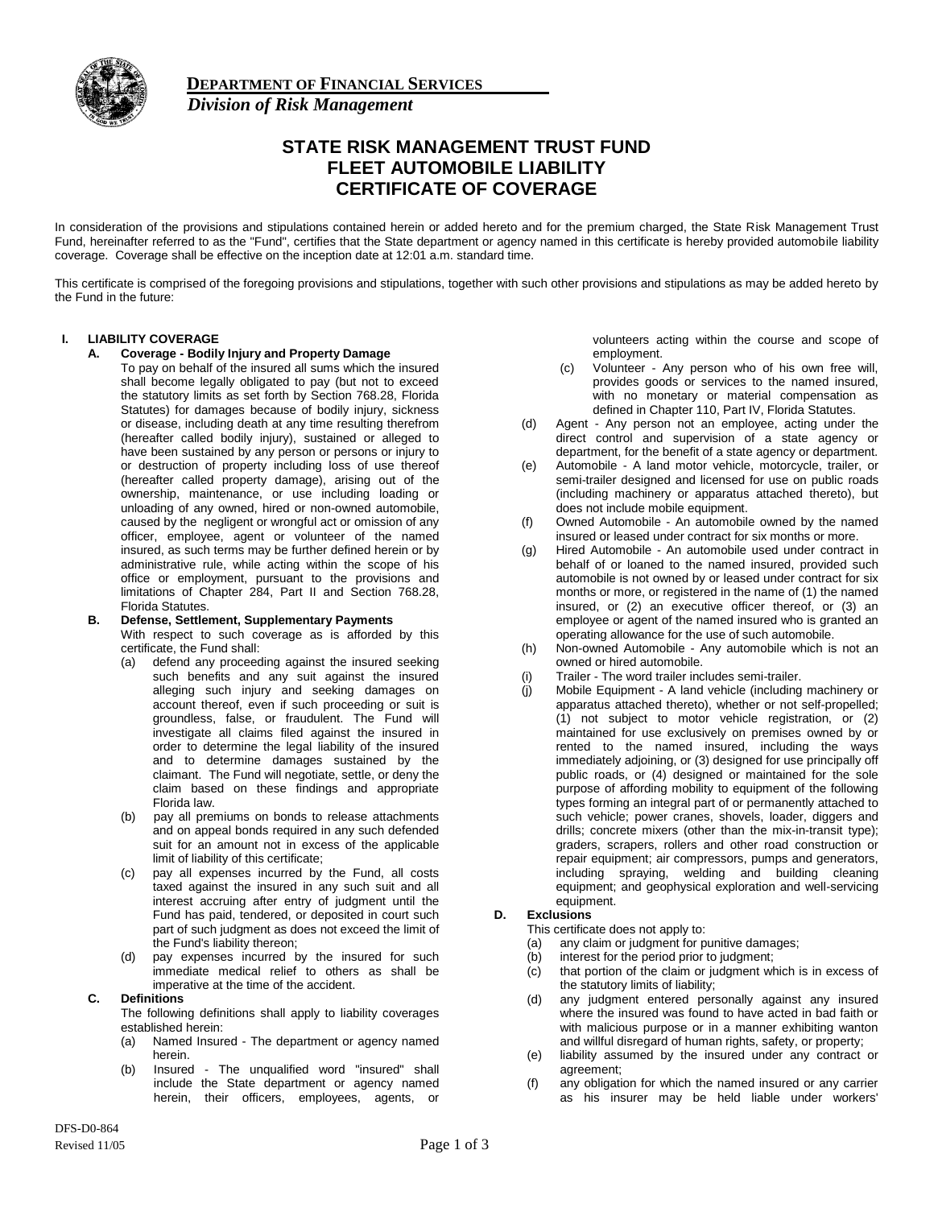**DEPARTMENT OF FINANCIAL SERVICES**
*Division of Risk Management*

# STATE RISK MANAGEMENT TRUST FUND
# FLEET AUTOMOBILE LIABILITY
# CERTIFICATE OF COVERAGE

In consideration of the provisions and stipulations contained herein or added hereto and for the premium charged, the State Risk Management Trust Fund, hereinafter referred to as the "Fund", certifies that the State department or agency named in this certificate is hereby provided automobile liability coverage. Coverage shall be effective on the inception date at 12:01 a.m. standard time.

This certificate is comprised of the foregoing provisions and stipulations, together with such other provisions and stipulations as may be added hereto by the Fund in the future:

## I. LIABILITY COVERAGE

### A. Coverage - Bodily Injury and Property Damage

To pay on behalf of the insured all sums which the insured shall become legally obligated to pay (but not to exceed the statutory limits as set forth by Section 768.28, Florida Statutes) for damages because of bodily injury, sickness or disease, including death at any time resulting therefrom (hereafter called bodily injury), sustained or alleged to have been sustained by any person or persons or injury to or destruction of property including loss of use thereof (hereafter called property damage), arising out of the ownership, maintenance, or use including loading or unloading of any owned, hired or non-owned automobile, caused by the negligent or wrongful act or omission of any officer, employee, agent or volunteer of the named insured, as such terms may be further defined herein or by administrative rule, while acting within the scope of his office or employment, pursuant to the provisions and limitations of Chapter 284, Part II and Section 768.28, Florida Statutes.

### B. Defense, Settlement, Supplementary Payments

With respect to such coverage as is afforded by this certificate, the Fund shall:

(a) defend any proceeding against the insured seeking such benefits and any suit against the insured alleging such injury and seeking damages on account thereof, even if such proceeding or suit is groundless, false, or fraudulent. The Fund will investigate all claims filed against the insured in order to determine the legal liability of the insured and to determine damages sustained by the claimant. The Fund will negotiate, settle, or deny the claim based on these findings and appropriate Florida law.

(b) pay all premiums on bonds to release attachments and on appeal bonds required in any such defended suit for an amount not in excess of the applicable limit of liability of this certificate;

(c) pay all expenses incurred by the Fund, all costs taxed against the insured in any such suit and all interest accruing after entry of judgment until the Fund has paid, tendered, or deposited in court such part of such judgment as does not exceed the limit of the Fund's liability thereon;

(d) pay expenses incurred by the insured for such immediate medical relief to others as shall be imperative at the time of the accident.

### C. Definitions

The following definitions shall apply to liability coverages established herein:

(a) Named Insured - The department or agency named herein.

(b) Insured - The unqualified word "insured" shall include the State department or agency named herein, their officers, employees, agents, or volunteers acting within the course and scope of employment.

(c) Volunteer - Any person who of his own free will, provides goods or services to the named insured, with no monetary or material compensation as defined in Chapter 110, Part IV, Florida Statutes.

(d) Agent - Any person not an employee, acting under the direct control and supervision of a state agency or department, for the benefit of a state agency or department.

(e) Automobile - A land motor vehicle, motorcycle, trailer, or semi-trailer designed and licensed for use on public roads (including machinery or apparatus attached thereto), but does not include mobile equipment.

(f) Owned Automobile - An automobile owned by the named insured or leased under contract for six months or more.

(g) Hired Automobile - An automobile used under contract in behalf of or loaned to the named insured, provided such automobile is not owned by or leased under contract for six months or more, or registered in the name of (1) the named insured, or (2) an executive officer thereof, or (3) an employee or agent of the named insured who is granted an operating allowance for the use of such automobile.

(h) Non-owned Automobile - Any automobile which is not an owned or hired automobile.

(i) Trailer - The word trailer includes semi-trailer.

(j) Mobile Equipment - A land vehicle (including machinery or apparatus attached thereto), whether or not self-propelled; (1) not subject to motor vehicle registration, or (2) maintained for use exclusively on premises owned by or rented to the named insured, including the ways immediately adjoining, or (3) designed for use principally off public roads, or (4) designed or maintained for the sole purpose of affording mobility to equipment of the following types forming an integral part of or permanently attached to such vehicle; power cranes, shovels, loader, diggers and drills; concrete mixers (other than the mix-in-transit type); graders, scrapers, rollers and other road construction or repair equipment; air compressors, pumps and generators, including spraying, welding and building cleaning equipment; and geophysical exploration and well-servicing equipment.

### D. Exclusions

This certificate does not apply to:

(a) any claim or judgment for punitive damages;

(b) interest for the period prior to judgment;

(c) that portion of the claim or judgment which is in excess of the statutory limits of liability;

(d) any judgment entered personally against any insured where the insured was found to have acted in bad faith or with malicious purpose or in a manner exhibiting wanton and willful disregard of human rights, safety, or property;

(e) liability assumed by the insured under any contract or agreement;

(f) any obligation for which the named insured or any carrier as his insurer may be held liable under workers'

DFS-D0-864
Revised 11/05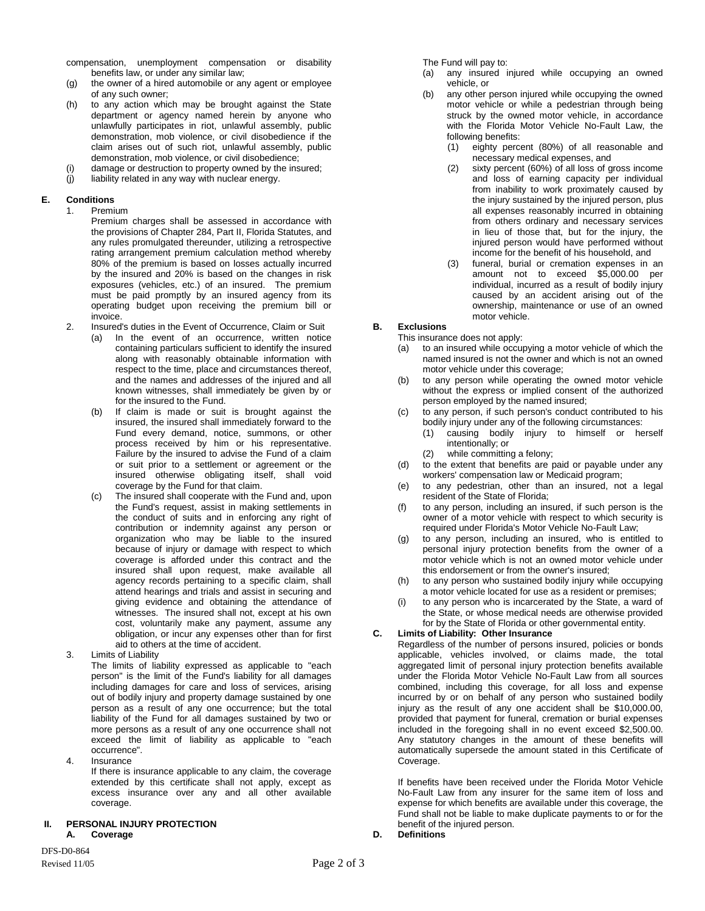compensation, unemployment compensation or disability benefits law, or under any similar law;

(g) the owner of a hired automobile or any agent or employee of any such owner;

(h) to any action which may be brought against the State department or agency named herein by anyone who unlawfully participates in riot, unlawful assembly, public demonstration, mob violence, or civil disobedience if the claim arises out of such riot, unlawful assembly, public demonstration, mob violence, or civil disobedience;

(i) damage or destruction to property owned by the insured;

(j) liability related in any way with nuclear energy.

**E. Conditions**

1. Premium

   Premium charges shall be assessed in accordance with the provisions of Chapter 284, Part II, Florida Statutes, and any rules promulgated thereunder, utilizing a retrospective rating arrangement premium calculation method whereby 80% of the premium is based on losses actually incurred by the insured and 20% is based on the changes in risk exposures (vehicles, etc.) of an insured. The premium must be paid promptly by an insured agency from its operating budget upon receiving the premium bill or invoice.

2. Insured's duties in the Event of Occurrence, Claim or Suit

   (a) In the event of an occurrence, written notice containing particulars sufficient to identify the insured along with reasonably obtainable information with respect to the time, place and circumstances thereof, and the names and addresses of the injured and all known witnesses, shall immediately be given by or for the insured to the Fund.

   (b) If claim is made or suit is brought against the insured, the insured shall immediately forward to the Fund every demand, notice, summons, or other process received by him or his representative. Failure by the insured to advise the Fund of a claim or suit prior to a settlement or agreement or the insured otherwise obligating itself, shall void coverage by the Fund for that claim.

   (c) The insured shall cooperate with the Fund and, upon the Fund's request, assist in making settlements in the conduct of suits and in enforcing any right of contribution or indemnity against any person or organization who may be liable to the insured because of injury or damage with respect to which coverage is afforded under this contract and the insured shall upon request, make available all agency records pertaining to a specific claim, shall attend hearings and trials and assist in securing and giving evidence and obtaining the attendance of witnesses. The insured shall not, except at his own cost, voluntarily make any payment, assume any obligation, or incur any expenses other than for first aid to others at the time of accident.

3. Limits of Liability

   The limits of liability expressed as applicable to "each person" is the limit of the Fund's liability for all damages including damages for care and loss of services, arising out of bodily injury and property damage sustained by one person as a result of any one occurrence; but the total liability of the Fund for all damages sustained by two or more persons as a result of any one occurrence shall not exceed the limit of liability as applicable to "each occurrence".

4. Insurance

   If there is insurance applicable to any claim, the coverage extended by this certificate shall not apply, except as excess insurance over any and all other available coverage.

## II. PERSONAL INJURY PROTECTION

**A. Coverage**

The Fund will pay to:

(a) any insured injured while occupying an owned vehicle, or

(b) any other person injured while occupying the owned motor vehicle or while a pedestrian through being struck by the owned motor vehicle, in accordance with the Florida Motor Vehicle No-Fault Law, the following benefits:

   (1) eighty percent (80%) of all reasonable and necessary medical expenses, and

   (2) sixty percent (60%) of all loss of gross income and loss of earning capacity per individual from inability to work proximately caused by the injury sustained by the injured person, plus all expenses reasonably incurred in obtaining from others ordinary and necessary services in lieu of those that, but for the injury, the injured person would have performed without income for the benefit of his household, and

   (3) funeral, burial or cremation expenses in an amount not to exceed $5,000.00 per individual, incurred as a result of bodily injury caused by an accident arising out of the ownership, maintenance or use of an owned motor vehicle.

**B. Exclusions**

This insurance does not apply:

(a) to an insured while occupying a motor vehicle of which the named insured is not the owner and which is not an owned motor vehicle under this coverage;

(b) to any person while operating the owned motor vehicle without the express or implied consent of the authorized person employed by the named insured;

(c) to any person, if such person's conduct contributed to his bodily injury under any of the following circumstances:

   (1) causing bodily injury to himself or herself intentionally; or

   (2) while committing a felony;

(d) to the extent that benefits are paid or payable under any workers' compensation law or Medicaid program;

(e) to any pedestrian, other than an insured, not a legal resident of the State of Florida;

(f) to any person, including an insured, if such person is the owner of a motor vehicle with respect to which security is required under Florida's Motor Vehicle No-Fault Law;

(g) to any person, including an insured, who is entitled to personal injury protection benefits from the owner of a motor vehicle which is not an owned motor vehicle under this endorsement or from the owner's insured;

(h) to any person who sustained bodily injury while occupying a motor vehicle located for use as a resident or premises;

(i) to any person who is incarcerated by the State, a ward of the State, or whose medical needs are otherwise provided for by the State of Florida or other governmental entity.

**C. Limits of Liability: Other Insurance**

Regardless of the number of persons insured, policies or bonds applicable, vehicles involved, or claims made, the total aggregated limit of personal injury protection benefits available under the Florida Motor Vehicle No-Fault Law from all sources combined, including this coverage, for all loss and expense incurred by or on behalf of any person who sustained bodily injury as the result of any one accident shall be $10,000.00, provided that payment for funeral, cremation or burial expenses included in the foregoing shall in no event exceed $2,500.00. Any statutory changes in the amount of these benefits will automatically supersede the amount stated in this Certificate of Coverage.

If benefits have been received under the Florida Motor Vehicle No-Fault Law from any insurer for the same item of loss and expense for which benefits are available under this coverage, the Fund shall not be liable to make duplicate payments to or for the benefit of the injured person.

**D. Definitions**

DFS-D0-864
Revised 11/05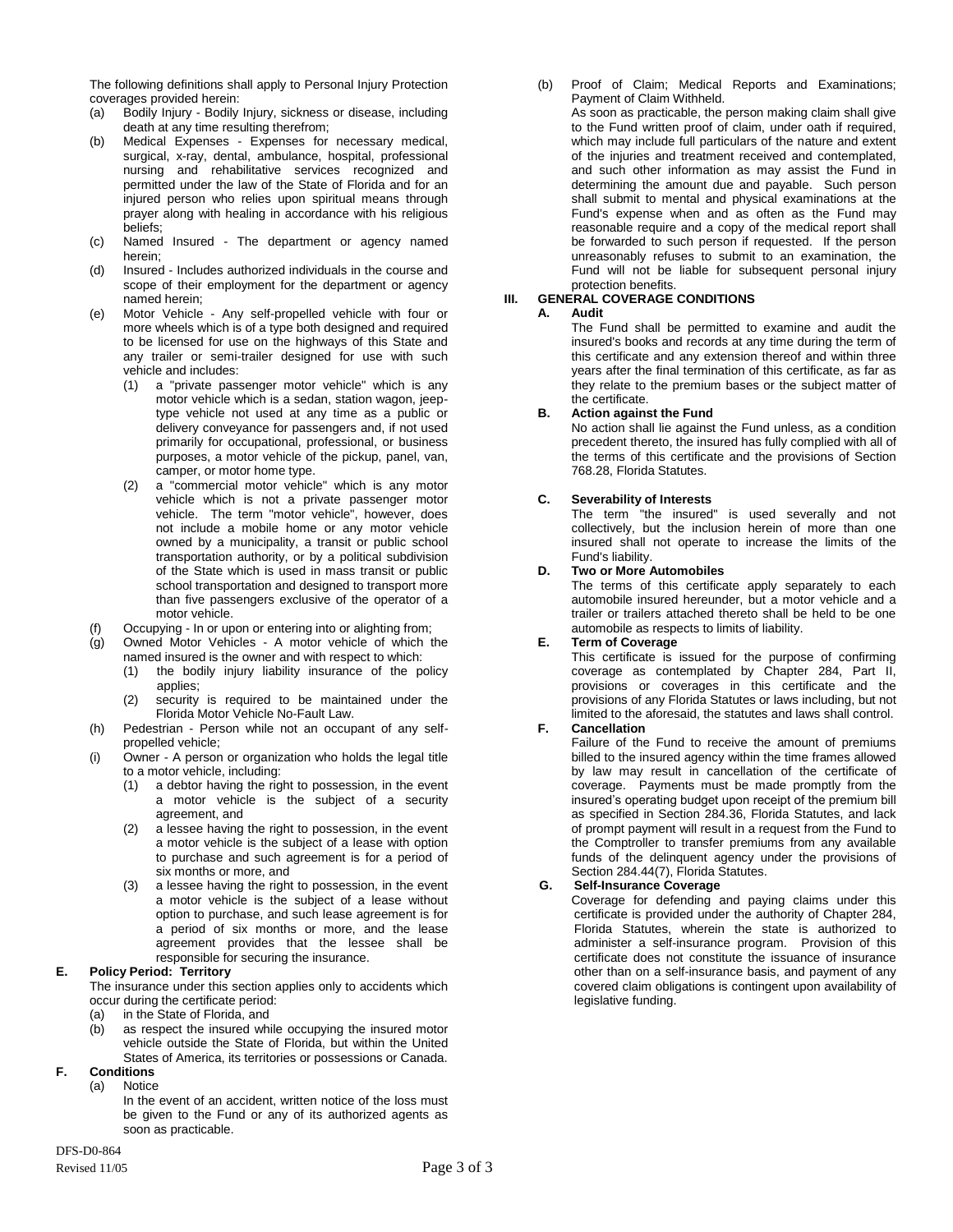The following definitions shall apply to Personal Injury Protection coverages provided herein:

(a) Bodily Injury - Bodily Injury, sickness or disease, including death at any time resulting therefrom;

(b) Medical Expenses - Expenses for necessary medical, surgical, x-ray, dental, ambulance, hospital, professional nursing and rehabilitative services recognized and permitted under the law of the State of Florida and for an injured person who relies upon spiritual means through prayer along with healing in accordance with his religious beliefs;

(c) Named Insured - The department or agency named herein;

(d) Insured - Includes authorized individuals in the course and scope of their employment for the department or agency named herein;

(e) Motor Vehicle - Any self-propelled vehicle with four or more wheels which is of a type both designed and required to be licensed for use on the highways of this State and any trailer or semi-trailer designed for use with such vehicle and includes:

   (1) a "private passenger motor vehicle" which is any motor vehicle which is a sedan, station wagon, jeep-type vehicle not used at any time as a public or delivery conveyance for passengers and, if not used primarily for occupational, professional, or business purposes, a motor vehicle of the pickup, panel, van, camper, or motor home type.

   (2) a "commercial motor vehicle" which is any motor vehicle which is not a private passenger motor vehicle. The term "motor vehicle", however, does not include a mobile home or any motor vehicle owned by a municipality, a transit or public school transportation authority, or by a political subdivision of the State which is used in mass transit or public school transportation and designed to transport more than five passengers exclusive of the operator of a motor vehicle.

(f) Occupying - In or upon or entering into or alighting from;

(g) Owned Motor Vehicles - A motor vehicle of which the named insured is the owner and with respect to which:

   (1) the bodily injury liability insurance of the policy applies;

   (2) security is required to be maintained under the Florida Motor Vehicle No-Fault Law.

(h) Pedestrian - Person while not an occupant of any self-propelled vehicle;

(i) Owner - A person or organization who holds the legal title to a motor vehicle, including:

   (1) a debtor having the right to possession, in the event a motor vehicle is the subject of a security agreement, and

   (2) a lessee having the right to possession, in the event a motor vehicle is the subject of a lease with option to purchase and such agreement is for a period of six months or more, and

   (3) a lessee having the right to possession, in the event a motor vehicle is the subject of a lease without option to purchase, and such lease agreement is for a period of six months or more, and the lease agreement provides that the lessee shall be responsible for securing the insurance.

**E. Policy Period: Territory**

The insurance under this section applies only to accidents which occur during the certificate period:

(a) in the State of Florida, and

(b) as respect the insured while occupying the insured motor vehicle outside the State of Florida, but within the United States of America, its territories or possessions or Canada.

**F. Conditions**

(a) Notice

In the event of an accident, written notice of the loss must be given to the Fund or any of its authorized agents as soon as practicable.

(b) Proof of Claim; Medical Reports and Examinations; Payment of Claim Withheld.

As soon as practicable, the person making claim shall give to the Fund written proof of claim, under oath if required, which may include full particulars of the nature and extent of the injuries and treatment received and contemplated, and such other information as may assist the Fund in determining the amount due and payable. Such person shall submit to mental and physical examinations at the Fund's expense when and as often as the Fund may reasonable require and a copy of the medical report shall be forwarded to such person if requested. If the person unreasonably refuses to submit to an examination, the Fund will not be liable for subsequent personal injury protection benefits.

## III. GENERAL COVERAGE CONDITIONS

**A. Audit**

The Fund shall be permitted to examine and audit the insured's books and records at any time during the term of this certificate and any extension thereof and within three years after the final termination of this certificate, as far as they relate to the premium bases or the subject matter of the certificate.

**B. Action against the Fund**

No action shall lie against the Fund unless, as a condition precedent thereto, the insured has fully complied with all of the terms of this certificate and the provisions of Section 768.28, Florida Statutes.

**C. Severability of Interests**

The term "the insured" is used severally and not collectively, but the inclusion herein of more than one insured shall not operate to increase the limits of the Fund's liability.

**D. Two or More Automobiles**

The terms of this certificate apply separately to each automobile insured hereunder, but a motor vehicle and a trailer or trailers attached thereto shall be held to be one automobile as respects to limits of liability.

**E. Term of Coverage**

This certificate is issued for the purpose of confirming coverage as contemplated by Chapter 284, Part II, provisions or coverages in this certificate and the provisions of any Florida Statutes or laws including, but not limited to the aforesaid, the statutes and laws shall control.

**F. Cancellation**

Failure of the Fund to receive the amount of premiums billed to the insured agency within the time frames allowed by law may result in cancellation of the certificate of coverage. Payments must be made promptly from the insured's operating budget upon receipt of the premium bill as specified in Section 284.36, Florida Statutes, and lack of prompt payment will result in a request from the Fund to the Comptroller to transfer premiums from any available funds of the delinquent agency under the provisions of Section 284.44(7), Florida Statutes.

**G. Self-Insurance Coverage**

Coverage for defending and paying claims under this certificate is provided under the authority of Chapter 284, Florida Statutes, wherein the state is authorized to administer a self-insurance program. Provision of this certificate does not constitute the issuance of insurance other than on a self-insurance basis, and payment of any covered claim obligations is contingent upon availability of legislative funding.

DFS-D0-864
Revised 11/05